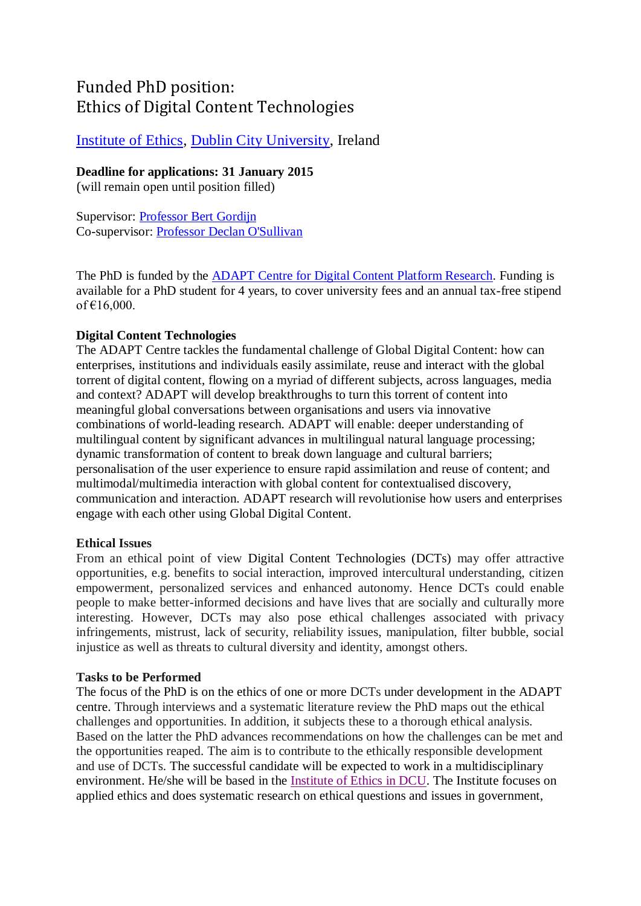# Funded PhD position:
# Ethics of Digital Content Technologies

Institute of Ethics, Dublin City University, Ireland

**Deadline for applications: 31 January 2015**
(will remain open until position filled)

Supervisor: Professor Bert Gordijn
Co-supervisor: Professor Declan O'Sullivan

The PhD is funded by the ADAPT Centre for Digital Content Platform Research. Funding is available for a PhD student for 4 years, to cover university fees and an annual tax-free stipend of €16,000.

**Digital Content Technologies**
The ADAPT Centre tackles the fundamental challenge of Global Digital Content: how can enterprises, institutions and individuals easily assimilate, reuse and interact with the global torrent of digital content, flowing on a myriad of different subjects, across languages, media and context? ADAPT will develop breakthroughs to turn this torrent of content into meaningful global conversations between organisations and users via innovative combinations of world-leading research. ADAPT will enable: deeper understanding of multilingual content by significant advances in multilingual natural language processing; dynamic transformation of content to break down language and cultural barriers; personalisation of the user experience to ensure rapid assimilation and reuse of content; and multimodal/multimedia interaction with global content for contextualised discovery, communication and interaction. ADAPT research will revolutionise how users and enterprises engage with each other using Global Digital Content.

**Ethical Issues**
From an ethical point of view Digital Content Technologies (DCTs) may offer attractive opportunities, e.g. benefits to social interaction, improved intercultural understanding, citizen empowerment, personalized services and enhanced autonomy. Hence DCTs could enable people to make better-informed decisions and have lives that are socially and culturally more interesting. However, DCTs may also pose ethical challenges associated with privacy infringements, mistrust, lack of security, reliability issues, manipulation, filter bubble, social injustice as well as threats to cultural diversity and identity, amongst others.

**Tasks to be Performed**
The focus of the PhD is on the ethics of one or more DCTs under development in the ADAPT centre. Through interviews and a systematic literature review the PhD maps out the ethical challenges and opportunities. In addition, it subjects these to a thorough ethical analysis. Based on the latter the PhD advances recommendations on how the challenges can be met and the opportunities reaped. The aim is to contribute to the ethically responsible development and use of DCTs. The successful candidate will be expected to work in a multidisciplinary environment. He/she will be based in the Institute of Ethics in DCU. The Institute focuses on applied ethics and does systematic research on ethical questions and issues in government,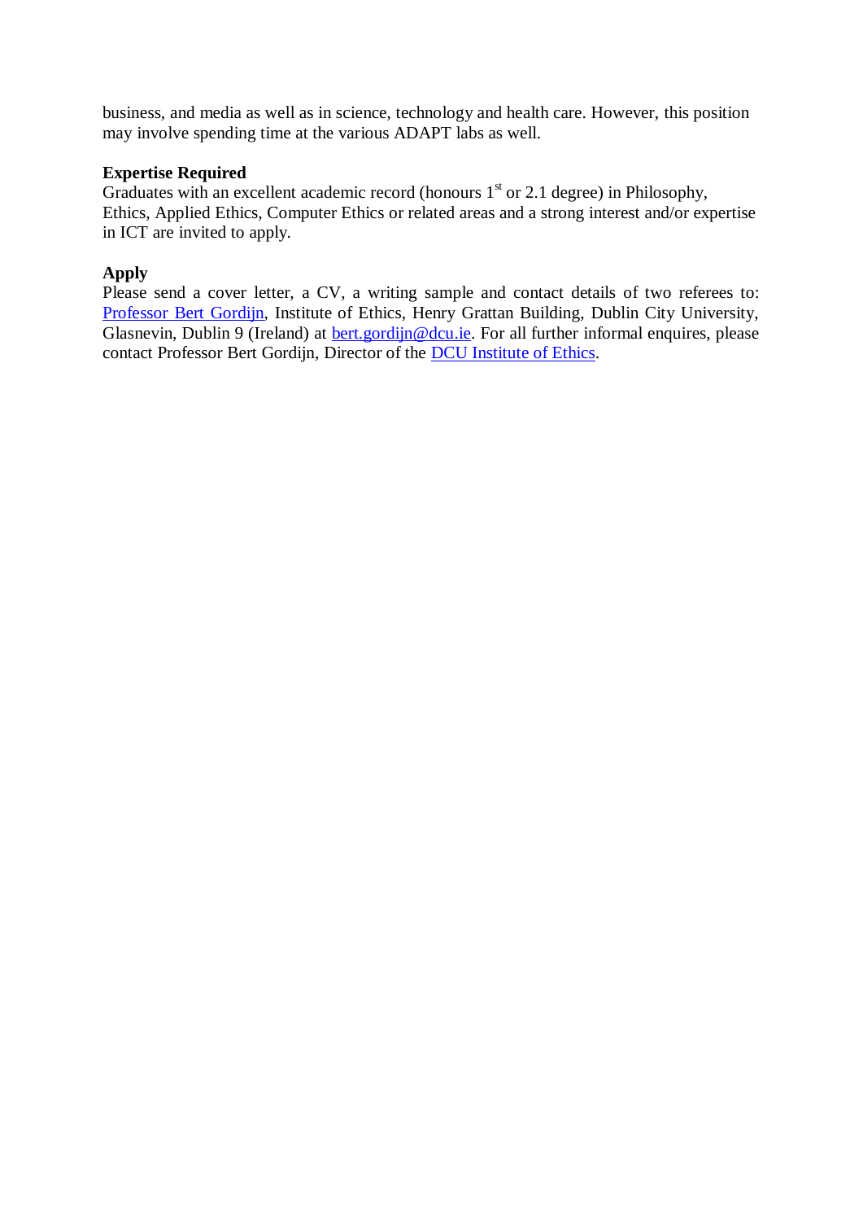business, and media as well as in science, technology and health care. However, this position may involve spending time at the various ADAPT labs as well.

**Expertise Required**
Graduates with an excellent academic record (honours 1st or 2.1 degree) in Philosophy, Ethics, Applied Ethics, Computer Ethics or related areas and a strong interest and/or expertise in ICT are invited to apply.

**Apply**
Please send a cover letter, a CV, a writing sample and contact details of two referees to: Professor Bert Gordijn, Institute of Ethics, Henry Grattan Building, Dublin City University, Glasnevin, Dublin 9 (Ireland) at bert.gordijn@dcu.ie. For all further informal enquires, please contact Professor Bert Gordijn, Director of the DCU Institute of Ethics.